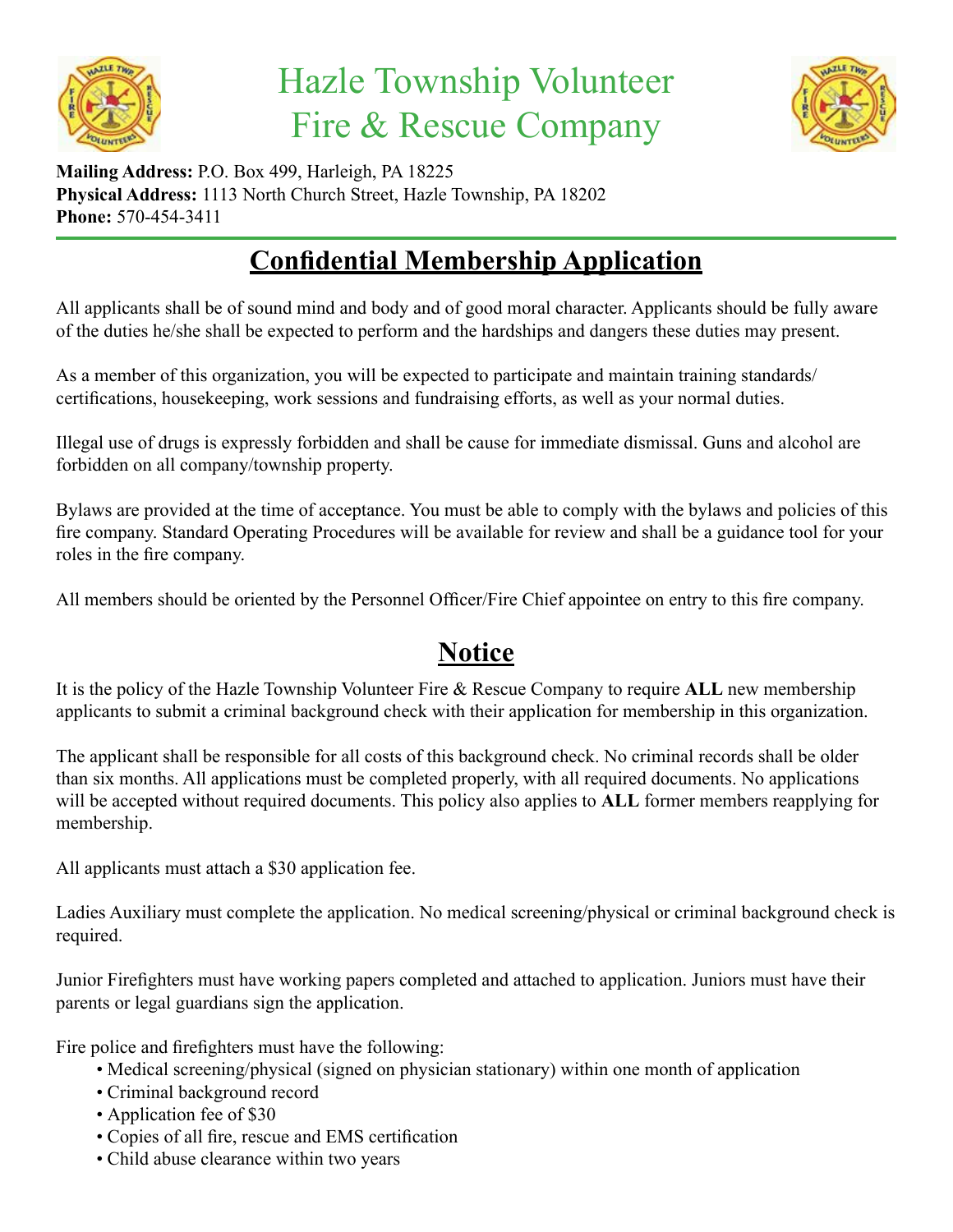# Hazle Township Volunteer Fire & Rescue Company

**Mailing Address:** P.O. Box 499, Harleigh, PA 18225
**Physical Address:** 1113 North Church Street, Hazle Township, PA 18202
**Phone:** 570-454-3411

## Confidential Membership Application

All applicants shall be of sound mind and body and of good moral character. Applicants should be fully aware of the duties he/she shall be expected to perform and the hardships and dangers these duties may present.

As a member of this organization, you will be expected to participate and maintain training standards/ certifications, housekeeping, work sessions and fundraising efforts, as well as your normal duties.

Illegal use of drugs is expressly forbidden and shall be cause for immediate dismissal. Guns and alcohol are forbidden on all company/township property.

Bylaws are provided at the time of acceptance. You must be able to comply with the bylaws and policies of this fire company. Standard Operating Procedures will be available for review and shall be a guidance tool for your roles in the fire company.

All members should be oriented by the Personnel Officer/Fire Chief appointee on entry to this fire company.

## Notice

It is the policy of the Hazle Township Volunteer Fire & Rescue Company to require **ALL** new membership applicants to submit a criminal background check with their application for membership in this organization.

The applicant shall be responsible for all costs of this background check. No criminal records shall be older than six months. All applications must be completed properly, with all required documents. No applications will be accepted without required documents. This policy also applies to **ALL** former members reapplying for membership.

All applicants must attach a $30 application fee.

Ladies Auxiliary must complete the application. No medical screening/physical or criminal background check is required.

Junior Firefighters must have working papers completed and attached to application. Juniors must have their parents or legal guardians sign the application.

Fire police and firefighters must have the following:

- Medical screening/physical (signed on physician stationary) within one month of application
- Criminal background record
- Application fee of $30
- Copies of all fire, rescue and EMS certification
- Child abuse clearance within two years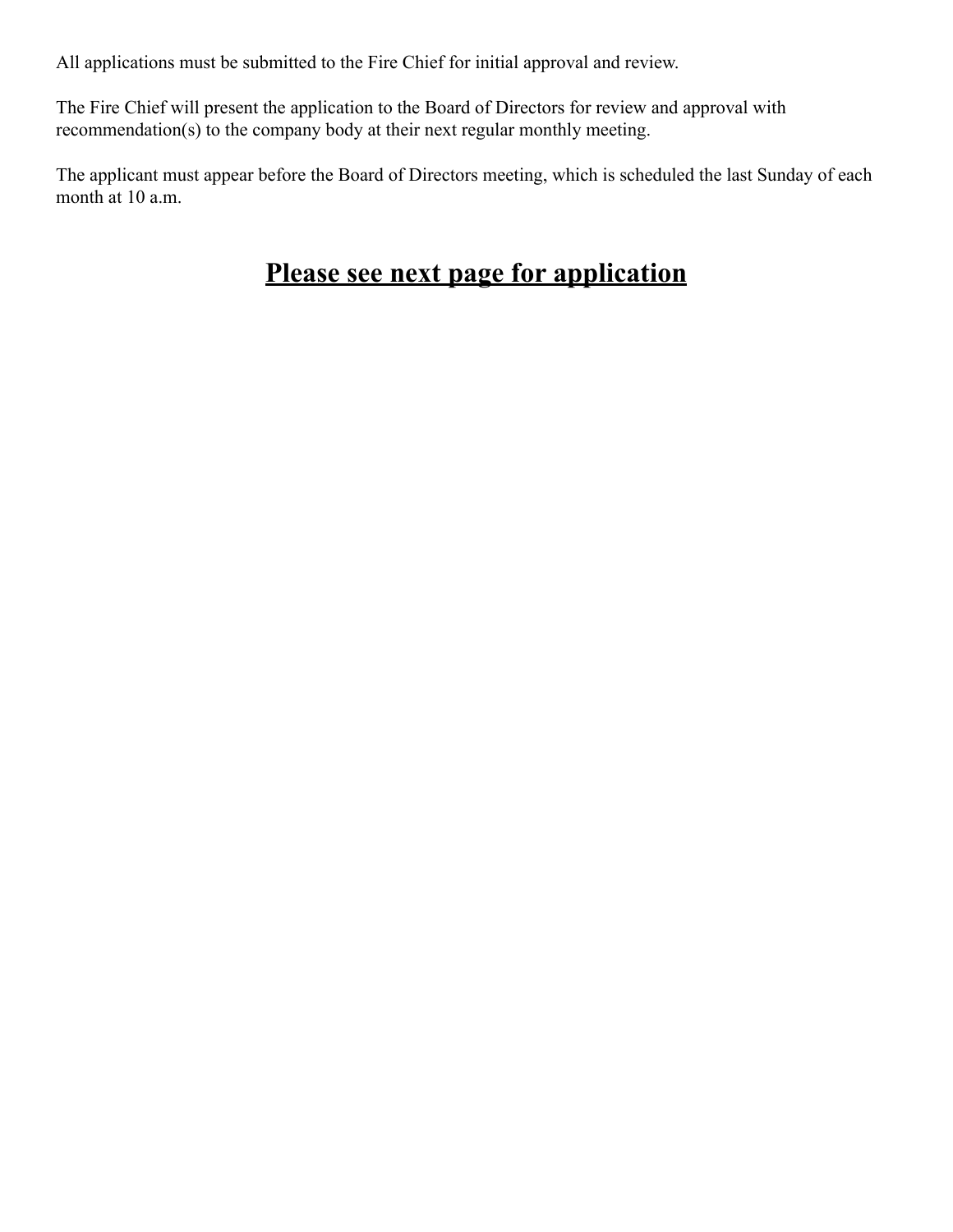All applications must be submitted to the Fire Chief for initial approval and review.

The Fire Chief will present the application to the Board of Directors for review and approval with recommendation(s) to the company body at their next regular monthly meeting.

The applicant must appear before the Board of Directors meeting, which is scheduled the last Sunday of each month at 10 a.m.

## **Please see next page for application**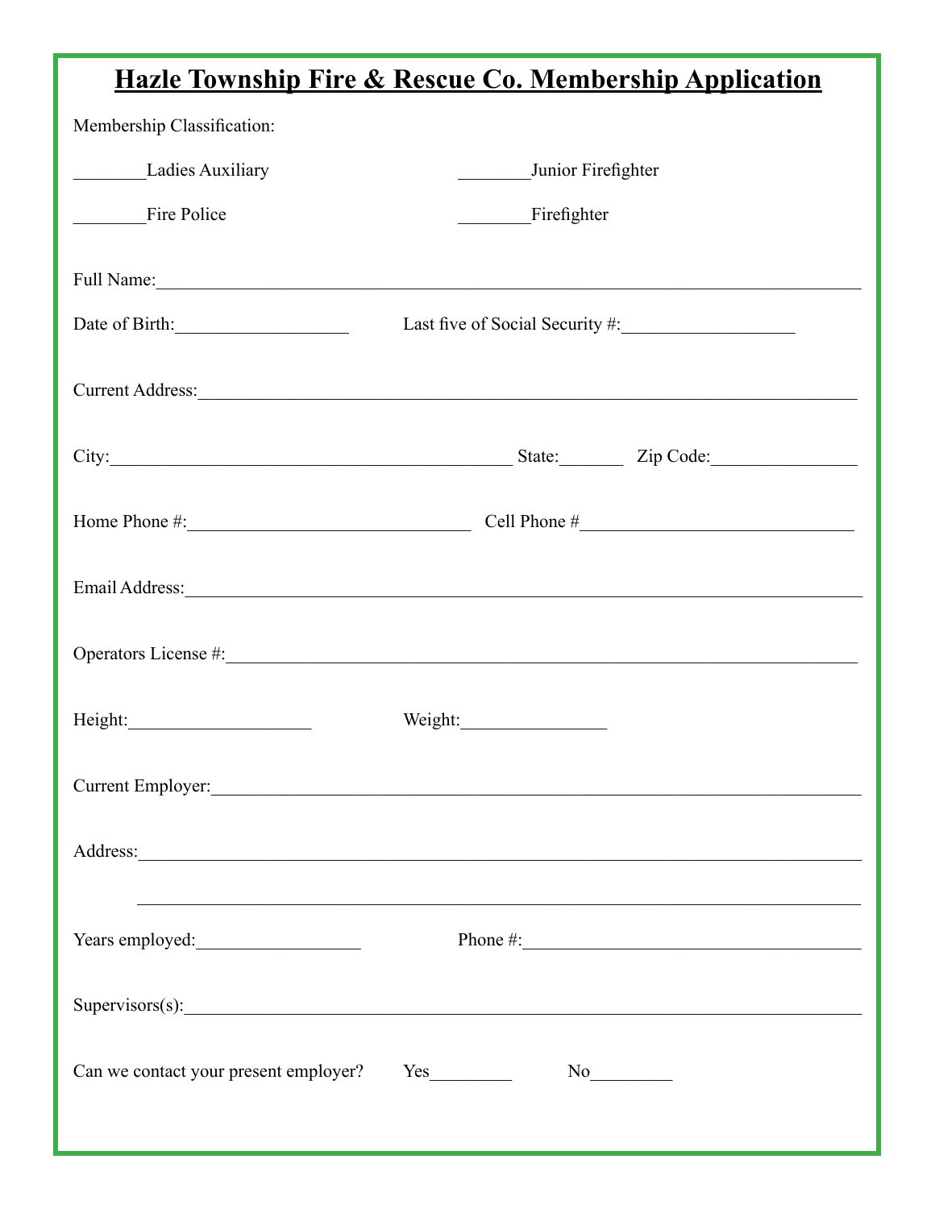# Hazle Township Fire & Rescue Co. Membership Application

Membership Classification:

________Ladies Auxiliary ________Junior Firefighter

________Fire Police ________Firefighter

Full Name:_______________________________________________________________

Date of Birth:_________________ Last five of Social Security #:_________________

Current Address:___________________________________________________________

City:________________________________________ State:______ Zip Code:______________

Home Phone #:___________________________ Cell Phone #__________________________

Email Address:____________________________________________________________

Operators License #:_______________________________________________________

Height:__________________ Weight:______________

Current Employer:__________________________________________________________

Address:__________________________________________________________________

__________________________________________________________________

Years employed:________________ Phone #:__________________________________

Supervisors(s):____________________________________________________________

Can we contact your present employer? Yes________ No________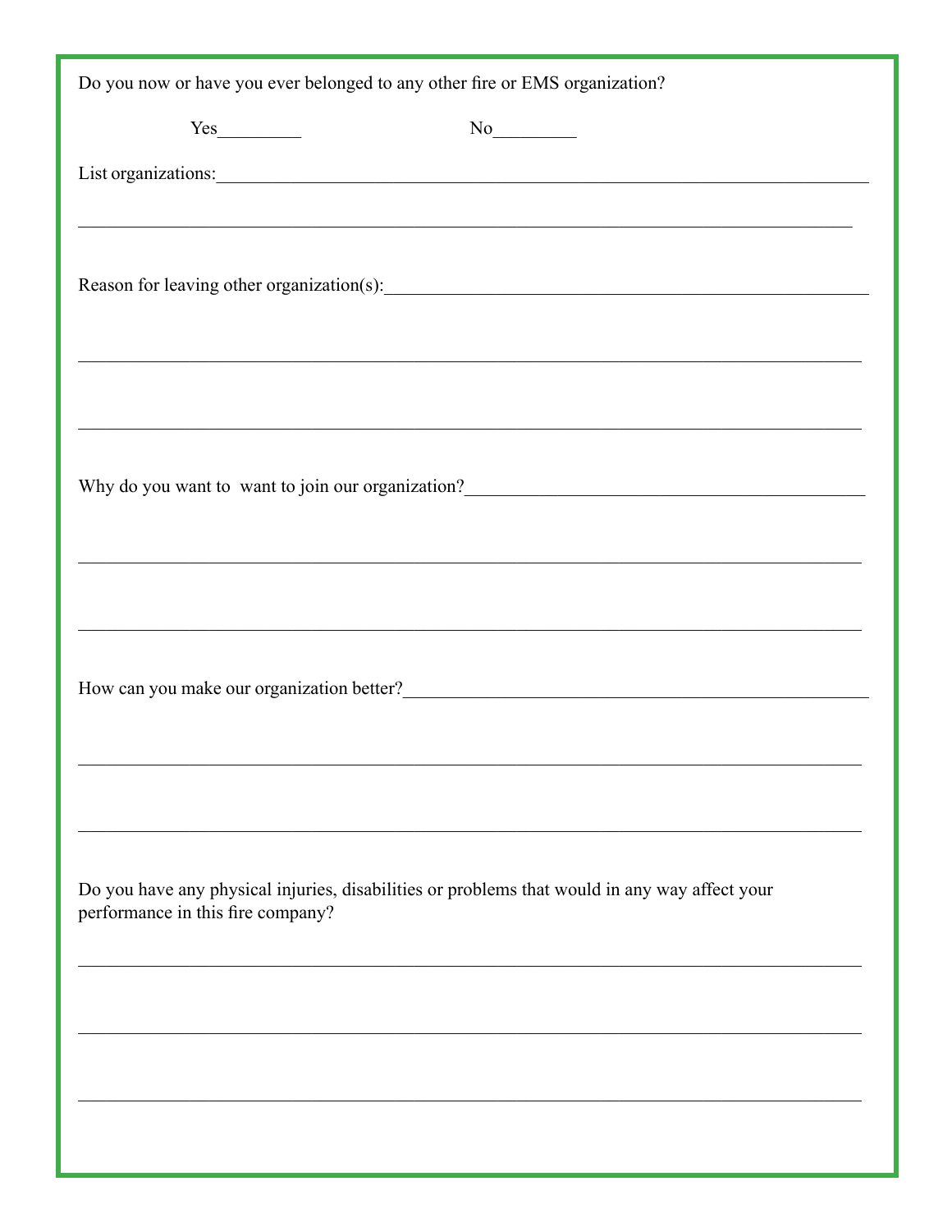Do you now or have you ever belonged to any other fire or EMS organization?

Yes_________ No_________

List organizations:______________________________________________________________________

______________________________________________________________________________

Reason for leaving other organization(s):________________________________________________

______________________________________________________________________________

______________________________________________________________________________

Why do you want to want to join our organization?_______________________________________

______________________________________________________________________________

______________________________________________________________________________

How can you make our organization better?_____________________________________________

______________________________________________________________________________

______________________________________________________________________________

Do you have any physical injuries, disabilities or problems that would in any way affect your performance in this fire company?

______________________________________________________________________________

______________________________________________________________________________

______________________________________________________________________________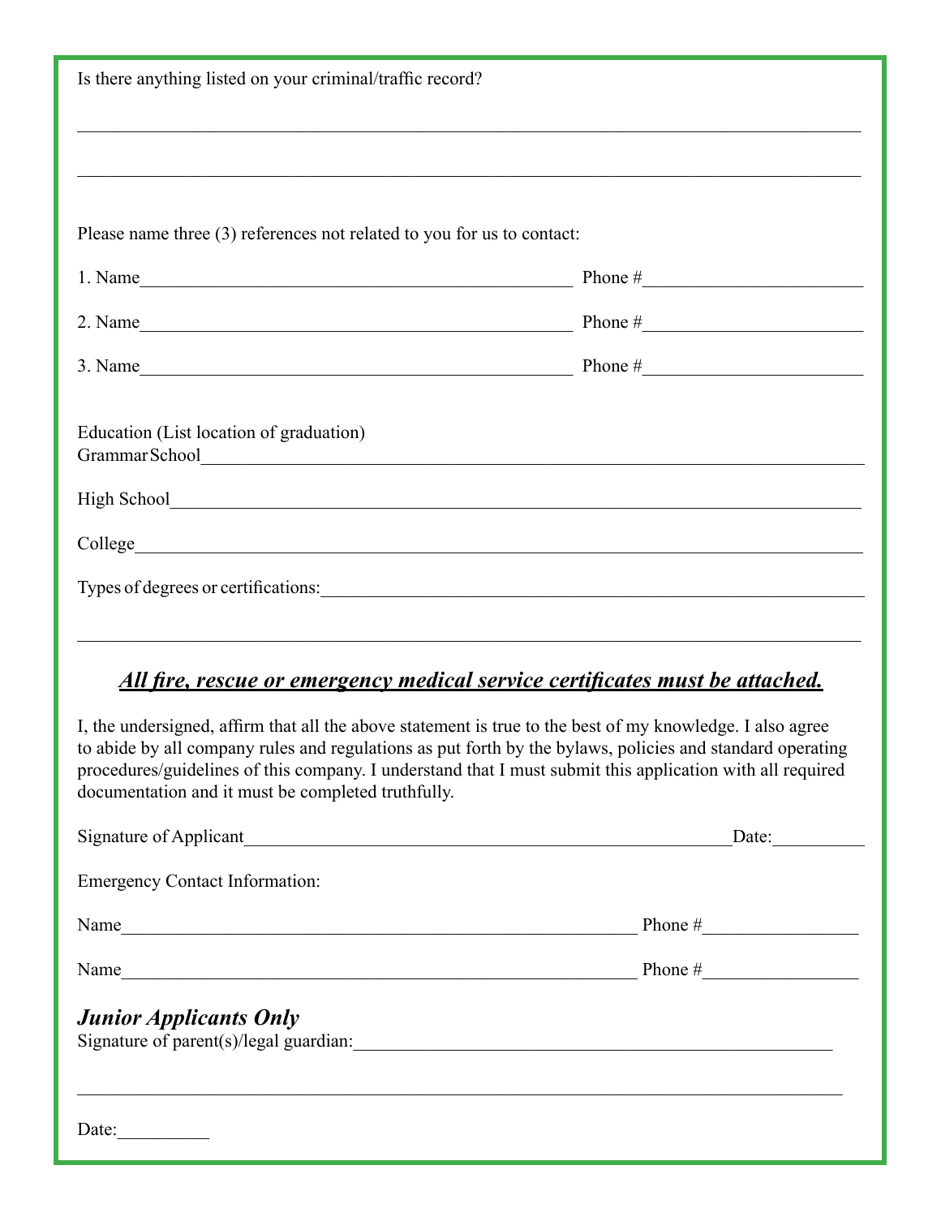Is there anything listed on your criminal/traffic record?

\_\_\_\_\_\_\_\_\_\_\_\_\_\_\_\_\_\_\_\_\_\_\_\_\_\_\_\_\_\_\_\_\_\_\_\_\_\_\_\_\_\_\_\_\_\_\_\_\_\_\_\_\_\_\_\_\_\_\_\_\_\_\_\_\_\_\_\_\_\_\_\_\_\_\_\_\_\_

\_\_\_\_\_\_\_\_\_\_\_\_\_\_\_\_\_\_\_\_\_\_\_\_\_\_\_\_\_\_\_\_\_\_\_\_\_\_\_\_\_\_\_\_\_\_\_\_\_\_\_\_\_\_\_\_\_\_\_\_\_\_\_\_\_\_\_\_\_\_\_\_\_\_\_\_\_\_

Please name three (3) references not related to you for us to contact:

1. Name\_\_\_\_\_\_\_\_\_\_\_\_\_\_\_\_\_\_\_\_\_\_\_\_\_\_\_\_\_\_\_\_\_\_\_\_\_\_\_\_\_\_\_\_ Phone #\_\_\_\_\_\_\_\_\_\_\_\_\_\_\_\_\_\_\_\_\_\_

2. Name\_\_\_\_\_\_\_\_\_\_\_\_\_\_\_\_\_\_\_\_\_\_\_\_\_\_\_\_\_\_\_\_\_\_\_\_\_\_\_\_\_\_\_\_ Phone #\_\_\_\_\_\_\_\_\_\_\_\_\_\_\_\_\_\_\_\_\_\_

3. Name\_\_\_\_\_\_\_\_\_\_\_\_\_\_\_\_\_\_\_\_\_\_\_\_\_\_\_\_\_\_\_\_\_\_\_\_\_\_\_\_\_\_\_\_ Phone #\_\_\_\_\_\_\_\_\_\_\_\_\_\_\_\_\_\_\_\_\_\_

Education (List location of graduation)
Grammar School\_\_\_\_\_\_\_\_\_\_\_\_\_\_\_\_\_\_\_\_\_\_\_\_\_\_\_\_\_\_\_\_\_\_\_\_\_\_\_\_\_\_\_\_\_\_\_\_\_\_\_\_\_\_\_\_\_\_\_\_\_\_\_\_

High School\_\_\_\_\_\_\_\_\_\_\_\_\_\_\_\_\_\_\_\_\_\_\_\_\_\_\_\_\_\_\_\_\_\_\_\_\_\_\_\_\_\_\_\_\_\_\_\_\_\_\_\_\_\_\_\_\_\_\_\_\_\_\_\_\_\_\_

College\_\_\_\_\_\_\_\_\_\_\_\_\_\_\_\_\_\_\_\_\_\_\_\_\_\_\_\_\_\_\_\_\_\_\_\_\_\_\_\_\_\_\_\_\_\_\_\_\_\_\_\_\_\_\_\_\_\_\_\_\_\_\_\_\_\_\_\_\_\_\_

Types of degrees or certifications:\_\_\_\_\_\_\_\_\_\_\_\_\_\_\_\_\_\_\_\_\_\_\_\_\_\_\_\_\_\_\_\_\_\_\_\_\_\_\_\_\_\_\_\_\_\_\_\_\_\_\_\_

\_\_\_\_\_\_\_\_\_\_\_\_\_\_\_\_\_\_\_\_\_\_\_\_\_\_\_\_\_\_\_\_\_\_\_\_\_\_\_\_\_\_\_\_\_\_\_\_\_\_\_\_\_\_\_\_\_\_\_\_\_\_\_\_\_\_\_\_\_\_\_\_\_\_\_\_\_\_

***<u>All fire, rescue or emergency medical service certificates must be attached.</u>***

I, the undersigned, affirm that all the above statement is true to the best of my knowledge. I also agree to abide by all company rules and regulations as put forth by the bylaws, policies and standard operating procedures/guidelines of this company. I understand that I must submit this application with all required documentation and it must be completed truthfully.

Signature of Applicant\_\_\_\_\_\_\_\_\_\_\_\_\_\_\_\_\_\_\_\_\_\_\_\_\_\_\_\_\_\_\_\_\_\_\_\_\_\_\_\_\_\_\_\_\_\_\_\_\_\_\_\_Date:\_\_\_\_\_\_\_\_\_\_

Emergency Contact Information:

Name\_\_\_\_\_\_\_\_\_\_\_\_\_\_\_\_\_\_\_\_\_\_\_\_\_\_\_\_\_\_\_\_\_\_\_\_\_\_\_\_\_\_\_\_\_\_\_\_\_\_\_\_\_\_\_ Phone #\_\_\_\_\_\_\_\_\_\_\_\_\_\_\_\_\_

Name\_\_\_\_\_\_\_\_\_\_\_\_\_\_\_\_\_\_\_\_\_\_\_\_\_\_\_\_\_\_\_\_\_\_\_\_\_\_\_\_\_\_\_\_\_\_\_\_\_\_\_\_\_\_\_ Phone #\_\_\_\_\_\_\_\_\_\_\_\_\_\_\_\_\_

***Junior Applicants Only***
Signature of parent(s)/legal guardian:\_\_\_\_\_\_\_\_\_\_\_\_\_\_\_\_\_\_\_\_\_\_\_\_\_\_\_\_\_\_\_\_\_\_\_\_\_\_\_\_\_\_\_\_\_\_\_\_\_\_

\_\_\_\_\_\_\_\_\_\_\_\_\_\_\_\_\_\_\_\_\_\_\_\_\_\_\_\_\_\_\_\_\_\_\_\_\_\_\_\_\_\_\_\_\_\_\_\_\_\_\_\_\_\_\_\_\_\_\_\_\_\_\_\_\_\_\_\_\_\_\_\_\_\_\_\_\_

Date:\_\_\_\_\_\_\_\_\_\_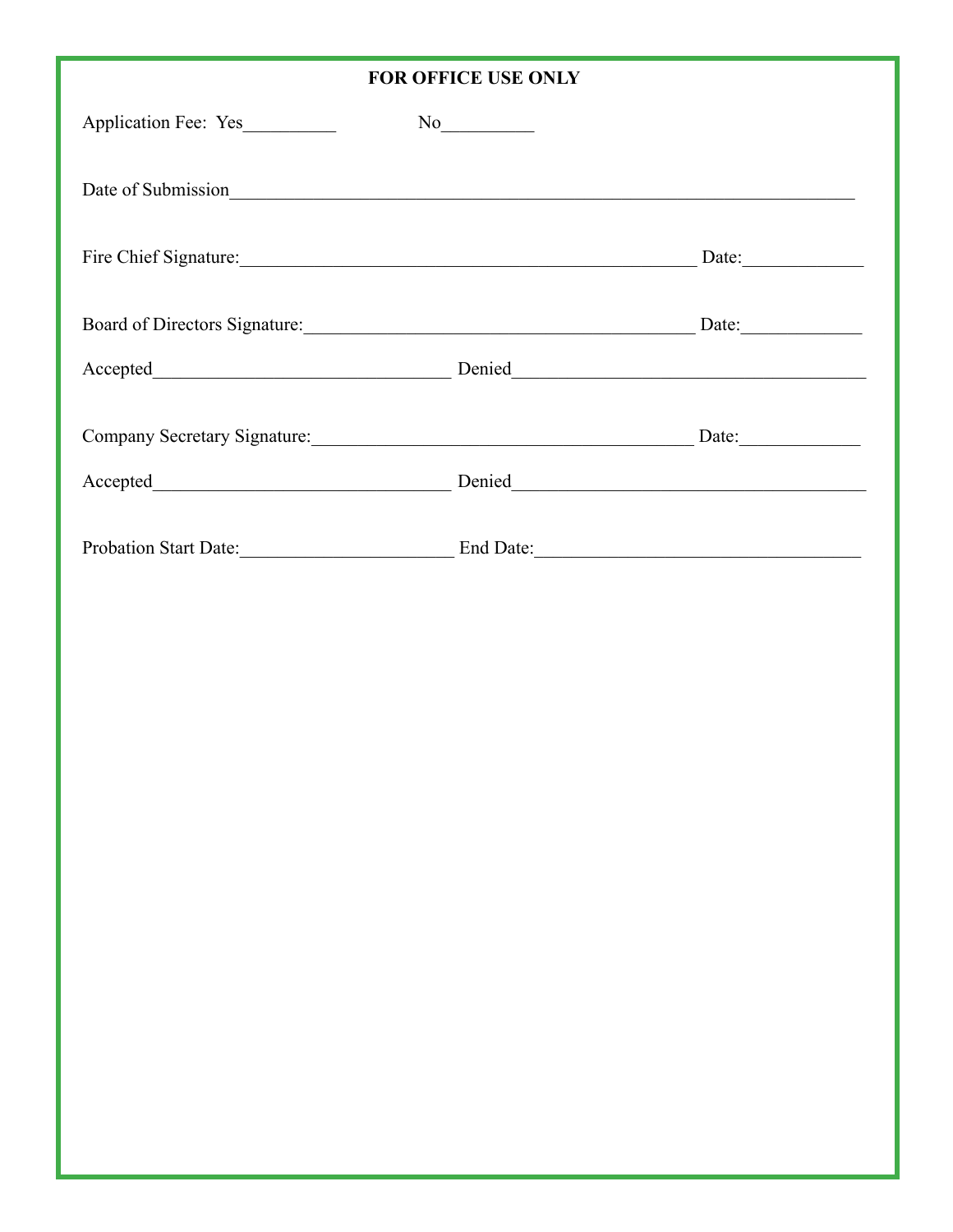**FOR OFFICE USE ONLY**

Application Fee: Yes__________ No__________

Date of Submission____________________________________________________________________

Fire Chief Signature:__________________________________________________ Date:_____________

Board of Directors Signature:__________________________________________ Date:_____________

Accepted________________________________ Denied_______________________________________

Company Secretary Signature:__________________________________________ Date:_____________

Accepted________________________________ Denied_______________________________________

Probation Start Date:_______________________ End Date:__________________________________